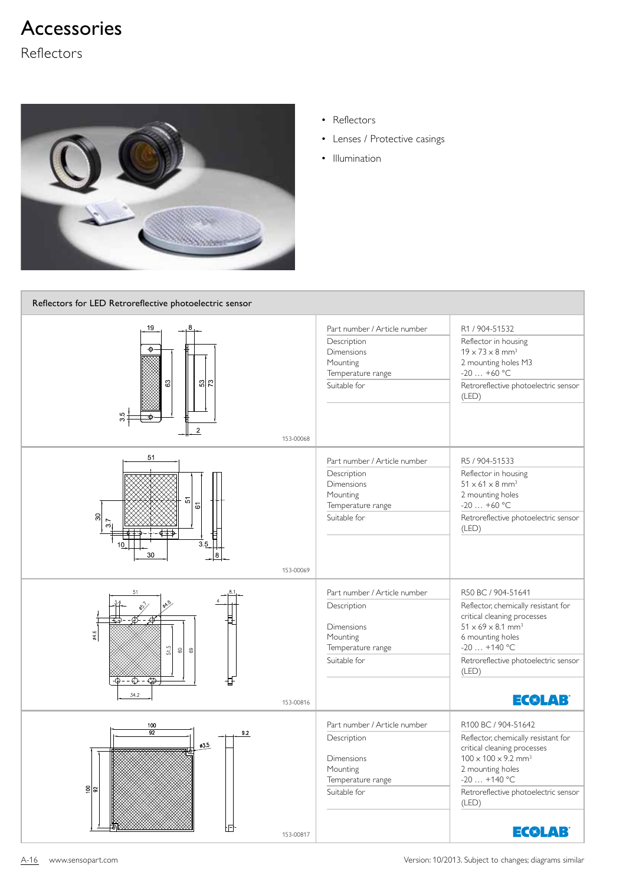# Accessories

## Reflectors

- Reflectors
- Lenses / Protective casings
- Illumination

### Reflectors for LED Retroreflective photoelectric sensor

| Drawing | Specification | Value |
|---|---|---|
| 153-00068 | Part number / Article number | R1 / 904-51532 |
| | Description | Reflector in housing |
| | Dimensions | 19 x 73 x 8 mm³ |
| | Mounting | 2 mounting holes M3 |
| | Temperature range | -20 … +60 °C |
| | Suitable for | Retroreflective photoelectric sensor (LED) |
| 153-00069 | Part number / Article number | R5 / 904-51533 |
| | Description | Reflector in housing |
| | Dimensions | 51 x 61 x 8 mm³ |
| | Mounting | 2 mounting holes |
| | Temperature range | -20 … +60 °C |
| | Suitable for | Retroreflective photoelectric sensor (LED) |
| 153-00816 | Part number / Article number | R50 BC / 904-51641 |
| | Description | Reflector, chemically resistant for critical cleaning processes |
| | Dimensions | 51 x 69 x 8.1 mm³ |
| | Mounting | 6 mounting holes |
| | Temperature range | -20 … +140 °C |
| | Suitable for | Retroreflective photoelectric sensor (LED) |
| | | ECOLAB |
| 153-00817 | Part number / Article number | R100 BC / 904-51642 |
| | Description | Reflector, chemically resistant for critical cleaning processes |
| | Dimensions | 100 x 100 x 9.2 mm³ |
| | Mounting | 2 mounting holes |
| | Temperature range | -20 … +140 °C |
| | Suitable for | Retroreflective photoelectric sensor (LED) |
| | | ECOLAB |

www.sensopart.com

Version: 10/2013. Subject to changes; diagrams similar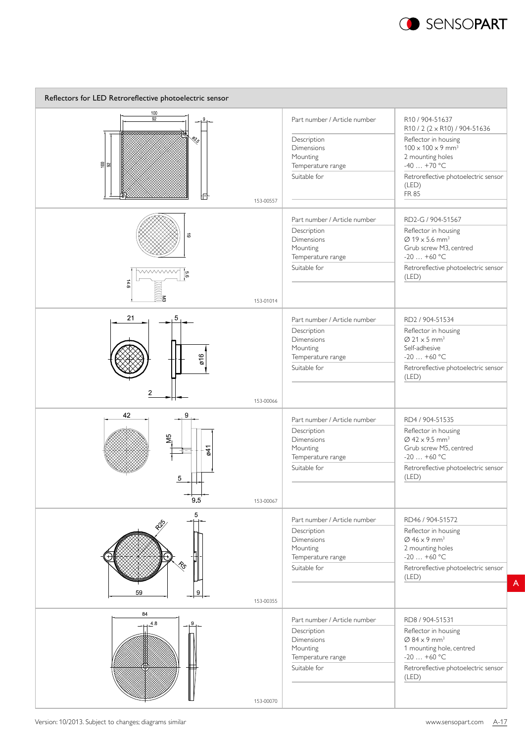## Reflectors for LED Retroreflective photoelectric sensor

153-00557

| | |
|---|---|
| Part number / Article number | R10 / 904-51637<br>R10 / 2 (2 x R10) / 904-51636 |
| Description | Reflector in housing |
| Dimensions | 100 x 100 x 9 mm³ |
| Mounting | 2 mounting holes |
| Temperature range | -40 … +70 °C |
| Suitable for | Retroreflective photoelectric sensor (LED)<br>FR 85 |

153-01014

| | |
|---|---|
| Part number / Article number | RD2-G / 904-51567 |
| Description | Reflector in housing |
| Dimensions | Ø 19 x 5.6 mm³ |
| Mounting | Grub screw M3, centred |
| Temperature range | -20 … +60 °C |
| Suitable for | Retroreflective photoelectric sensor (LED) |

153-00066

| | |
|---|---|
| Part number / Article number | RD2 / 904-51534 |
| Description | Reflector in housing |
| Dimensions | Ø 21 x 5 mm³ |
| Mounting | Self-adhesive |
| Temperature range | -20 … +60 °C |
| Suitable for | Retroreflective photoelectric sensor (LED) |

153-00067

| | |
|---|---|
| Part number / Article number | RD4 / 904-51535 |
| Description | Reflector in housing |
| Dimensions | Ø 42 x 9.5 mm³ |
| Mounting | Grub screw M5, centred |
| Temperature range | -20 … +60 °C |
| Suitable for | Retroreflective photoelectric sensor (LED) |

153-00355

| | |
|---|---|
| Part number / Article number | RD46 / 904-51572 |
| Description | Reflector in housing |
| Dimensions | Ø 46 x 9 mm³ |
| Mounting | 2 mounting holes |
| Temperature range | -20 … +60 °C |
| Suitable for | Retroreflective photoelectric sensor (LED) |

153-00070

| | |
|---|---|
| Part number / Article number | RD8 / 904-51531 |
| Description | Reflector in housing |
| Dimensions | Ø 84 x 9 mm³ |
| Mounting | 1 mounting hole, centred |
| Temperature range | -20 … +60 °C |
| Suitable for | Retroreflective photoelectric sensor (LED) |

Version: 10/2013. Subject to changes; diagrams similar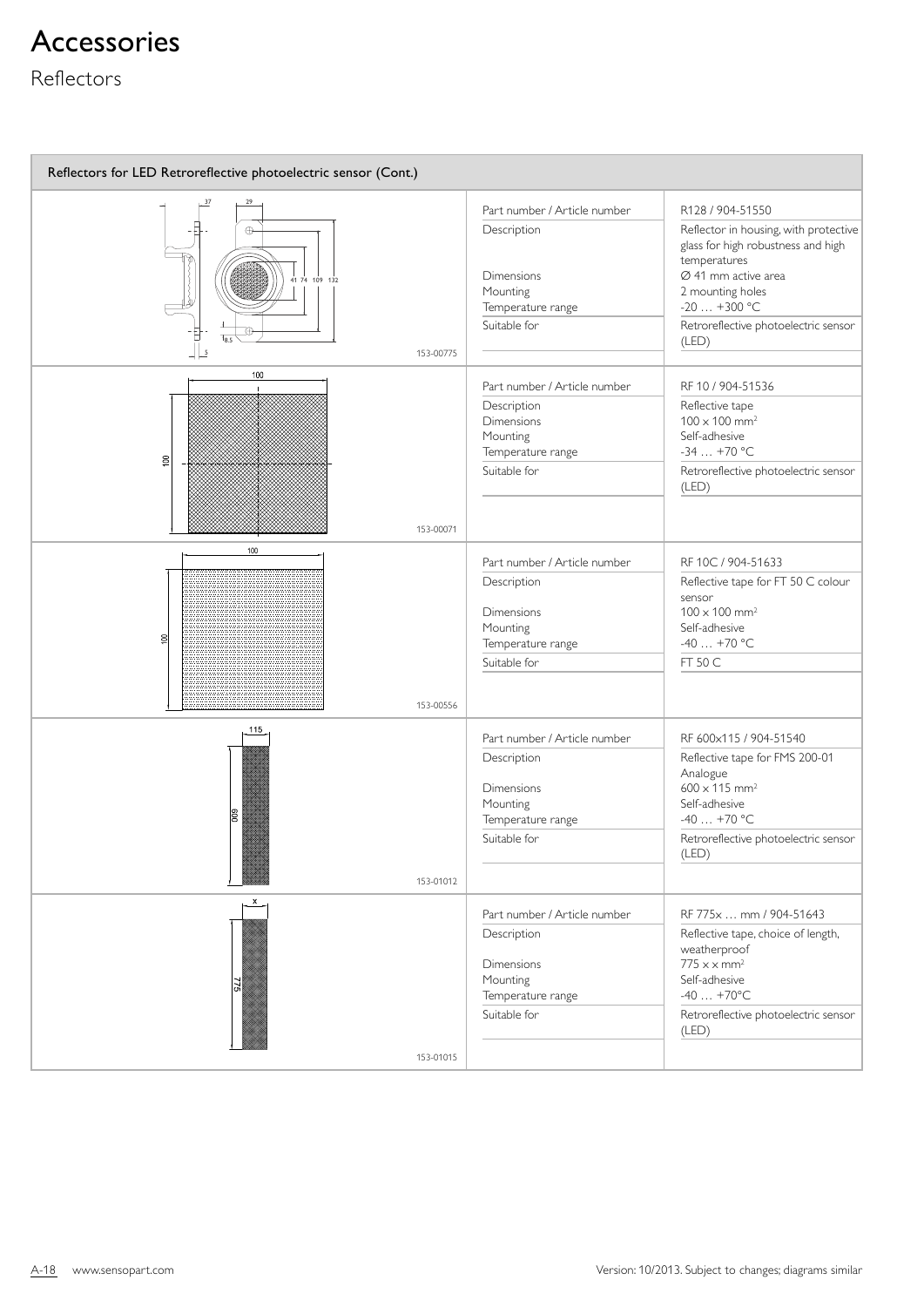# Accessories

## Reflectors

### Reflectors for LED Retroreflective photoelectric sensor (Cont.)

153-00775

| | |
|---|---|
| Part number / Article number | R128 / 904-51550 |
| Description | Reflector in housing, with protective glass for high robustness and high temperatures |
| Dimensions | Ø 41 mm active area |
| Mounting | 2 mounting holes |
| Temperature range | -20 … +300 °C |
| Suitable for | Retroreflective photoelectric sensor (LED) |

153-00071

| | |
|---|---|
| Part number / Article number | RF 10 / 904-51536 |
| Description | Reflective tape |
| Dimensions | 100 x 100 mm² |
| Mounting | Self-adhesive |
| Temperature range | -34 … +70 °C |
| Suitable for | Retroreflective photoelectric sensor (LED) |

153-00556

| | |
|---|---|
| Part number / Article number | RF 10C / 904-51633 |
| Description | Reflective tape for FT 50 C colour sensor |
| Dimensions | 100 x 100 mm² |
| Mounting | Self-adhesive |
| Temperature range | -40 … +70 °C |
| Suitable for | FT 50 C |

153-01012

| | |
|---|---|
| Part number / Article number | RF 600x115 / 904-51540 |
| Description | Reflective tape for FMS 200-01 Analogue |
| Dimensions | 600 x 115 mm² |
| Mounting | Self-adhesive |
| Temperature range | -40 … +70 °C |
| Suitable for | Retroreflective photoelectric sensor (LED) |

153-01015

| | |
|---|---|
| Part number / Article number | RF 775x … mm / 904-51643 |
| Description | Reflective tape, choice of length, weatherproof |
| Dimensions | 775 x x mm² |
| Mounting | Self-adhesive |
| Temperature range | -40 … +70°C |
| Suitable for | Retroreflective photoelectric sensor (LED) |

www.sensopart.com Version: 10/2013. Subject to changes; diagrams similar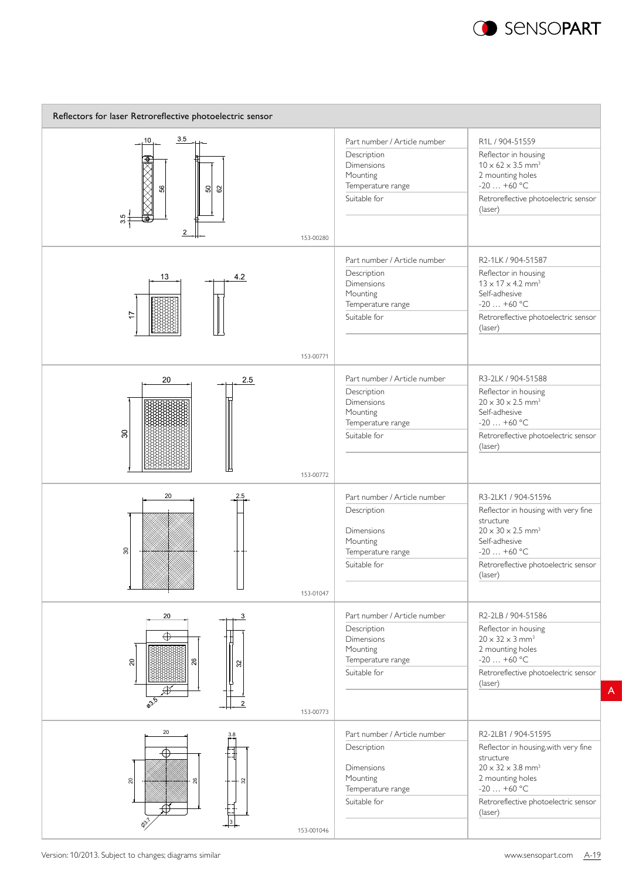## Reflectors for laser Retroreflective photoelectric sensor

153-00280

| | |
|---|---|
| Part number / Article number | R1L / 904-51559 |
| Description | Reflector in housing |
| Dimensions | 10 x 62 x 3.5 mm³ |
| Mounting | 2 mounting holes |
| Temperature range | -20 … +60 °C |
| Suitable for | Retroreflective photoelectric sensor (laser) |

153-00771

| | |
|---|---|
| Part number / Article number | R2-1LK / 904-51587 |
| Description | Reflector in housing |
| Dimensions | 13 x 17 x 4.2 mm³ |
| Mounting | Self-adhesive |
| Temperature range | -20 … +60 °C |
| Suitable for | Retroreflective photoelectric sensor (laser) |

153-00772

| | |
|---|---|
| Part number / Article number | R3-2LK / 904-51588 |
| Description | Reflector in housing |
| Dimensions | 20 x 30 x 2.5 mm³ |
| Mounting | Self-adhesive |
| Temperature range | -20 … +60 °C |
| Suitable for | Retroreflective photoelectric sensor (laser) |

153-01047

| | |
|---|---|
| Part number / Article number | R3-2LK1 / 904-51596 |
| Description | Reflector in housing with very fine structure |
| Dimensions | 20 x 30 x 2.5 mm³ |
| Mounting | Self-adhesive |
| Temperature range | -20 … +60 °C |
| Suitable for | Retroreflective photoelectric sensor (laser) |

153-00773

| | |
|---|---|
| Part number / Article number | R2-2LB / 904-51586 |
| Description | Reflector in housing |
| Dimensions | 20 x 32 x 3 mm³ |
| Mounting | 2 mounting holes |
| Temperature range | -20 … +60 °C |
| Suitable for | Retroreflective photoelectric sensor (laser) |

153-001046

| | |
|---|---|
| Part number / Article number | R2-2LB1 / 904-51595 |
| Description | Reflector in housing,with very fine structure |
| Dimensions | 20 x 32 x 3.8 mm³ |
| Mounting | 2 mounting holes |
| Temperature range | -20 … +60 °C |
| Suitable for | Retroreflective photoelectric sensor (laser) |

Version: 10/2013. Subject to changes; diagrams similar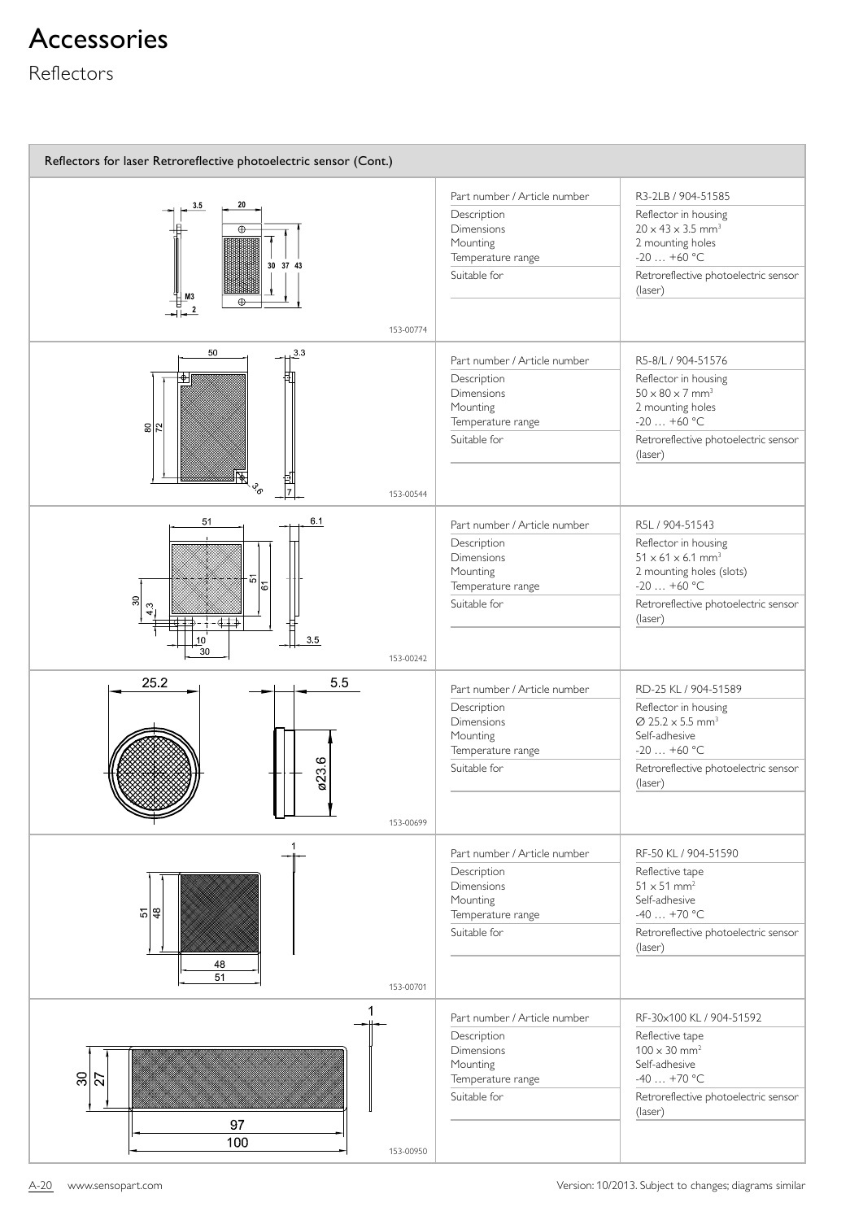# Accessories

Reflectors

| Reflectors for laser Retroreflective photoelectric sensor (Cont.) | | |
|---|---|---|
| 153-00774 | Part number / Article number | R3-2LB / 904-51585 |
| | Description | Reflector in housing |
| | Dimensions | $20 \times 43 \times 3.5$ mm$^3$ |
| | Mounting | 2 mounting holes |
| | Temperature range | -20 … +60 °C |
| | Suitable for | Retroreflective photoelectric sensor (laser) |
| 153-00544 | Part number / Article number | R5-8/L / 904-51576 |
| | Description | Reflector in housing |
| | Dimensions | $50 \times 80 \times 7$ mm$^3$ |
| | Mounting | 2 mounting holes |
| | Temperature range | -20 … +60 °C |
| | Suitable for | Retroreflective photoelectric sensor (laser) |
| 153-00242 | Part number / Article number | R5L / 904-51543 |
| | Description | Reflector in housing |
| | Dimensions | $51 \times 61 \times 6.1$ mm$^3$ |
| | Mounting | 2 mounting holes (slots) |
| | Temperature range | -20 … +60 °C |
| | Suitable for | Retroreflective photoelectric sensor (laser) |
| 153-00699 | Part number / Article number | RD-25 KL / 904-51589 |
| | Description | Reflector in housing |
| | Dimensions | Ø $25.2 \times 5.5$ mm$^3$ |
| | Mounting | Self-adhesive |
| | Temperature range | -20 … +60 °C |
| | Suitable for | Retroreflective photoelectric sensor (laser) |
| 153-00701 | Part number / Article number | RF-50 KL / 904-51590 |
| | Description | Reflective tape |
| | Dimensions | $51 \times 51$ mm$^2$ |
| | Mounting | Self-adhesive |
| | Temperature range | -40 … +70 °C |
| | Suitable for | Retroreflective photoelectric sensor (laser) |
| 153-00950 | Part number / Article number | RF-30x100 KL / 904-51592 |
| | Description | Reflective tape |
| | Dimensions | $100 \times 30$ mm$^2$ |
| | Mounting | Self-adhesive |
| | Temperature range | -40 … +70 °C |
| | Suitable for | Retroreflective photoelectric sensor (laser) |

www.sensopart.com

Version: 10/2013. Subject to changes; diagrams similar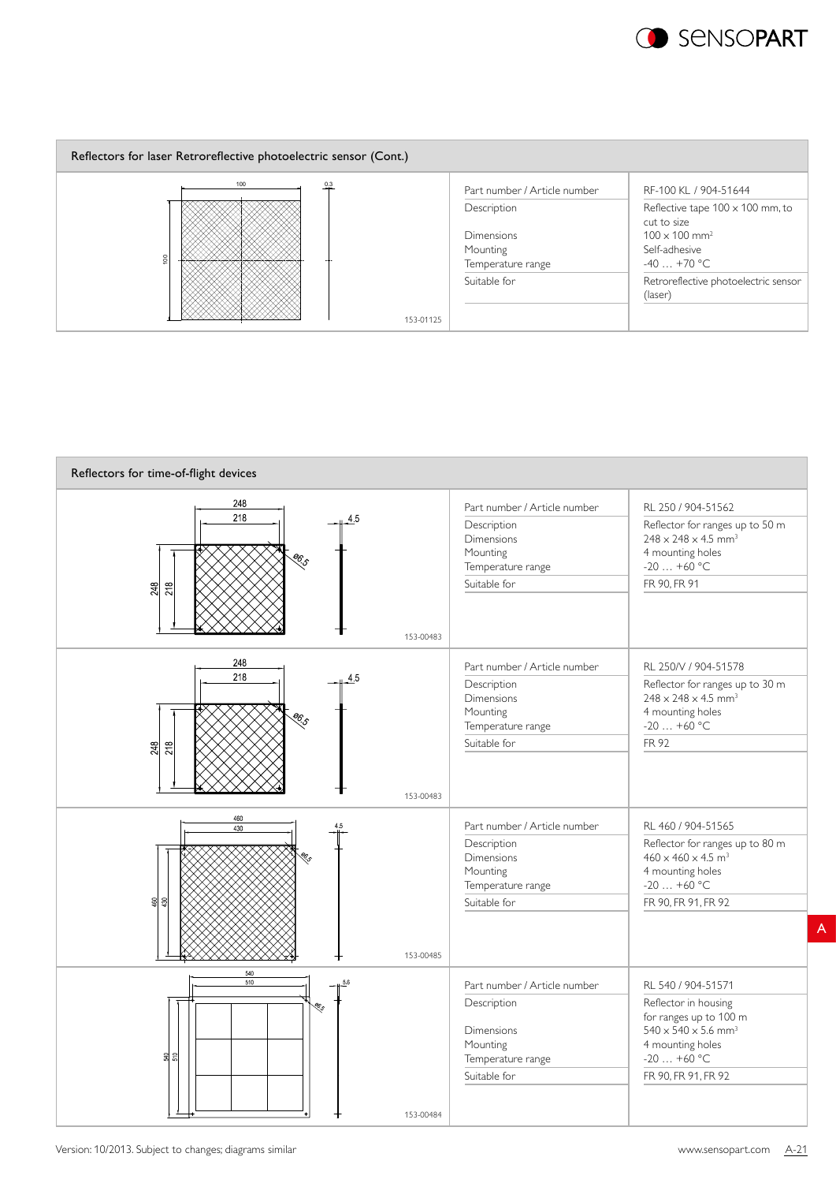## Reflectors for laser Retroreflective photoelectric sensor (Cont.)

| | Part number / Article number | RF-100 KL / 904-51644 |
|---|---|---|
| 153-01125 | Description | Reflective tape 100 x 100 mm, to cut to size |
| | Dimensions | 100 x 100 mm² |
| | Mounting | Self-adhesive |
| | Temperature range | -40 … +70 °C |
| | Suitable for | Retroreflective photoelectric sensor (laser) |

## Reflectors for time-of-flight devices

| | Part number / Article number | RL 250 / 904-51562 |
|---|---|---|
| 153-00483 | Description | Reflector for ranges up to 50 m |
| | Dimensions | 248 x 248 x 4.5 mm³ |
| | Mounting | 4 mounting holes |
| | Temperature range | -20 … +60 °C |
| | Suitable for | FR 90, FR 91 |

| | Part number / Article number | RL 250/V / 904-51578 |
|---|---|---|
| 153-00483 | Description | Reflector for ranges up to 30 m |
| | Dimensions | 248 x 248 x 4.5 mm³ |
| | Mounting | 4 mounting holes |
| | Temperature range | -20 … +60 °C |
| | Suitable for | FR 92 |

| | Part number / Article number | RL 460 / 904-51565 |
|---|---|---|
| 153-00485 | Description | Reflector for ranges up to 80 m |
| | Dimensions | 460 x 460 x 4.5 m³ |
| | Mounting | 4 mounting holes |
| | Temperature range | -20 … +60 °C |
| | Suitable for | FR 90, FR 91, FR 92 |

| | Part number / Article number | RL 540 / 904-51571 |
|---|---|---|
| 153-00484 | Description | Reflector in housing for ranges up to 100 m |
| | Dimensions | 540 x 540 x 5.6 mm³ |
| | Mounting | 4 mounting holes |
| | Temperature range | -20 … +60 °C |
| | Suitable for | FR 90, FR 91, FR 92 |

Version: 10/2013. Subject to changes; diagrams similar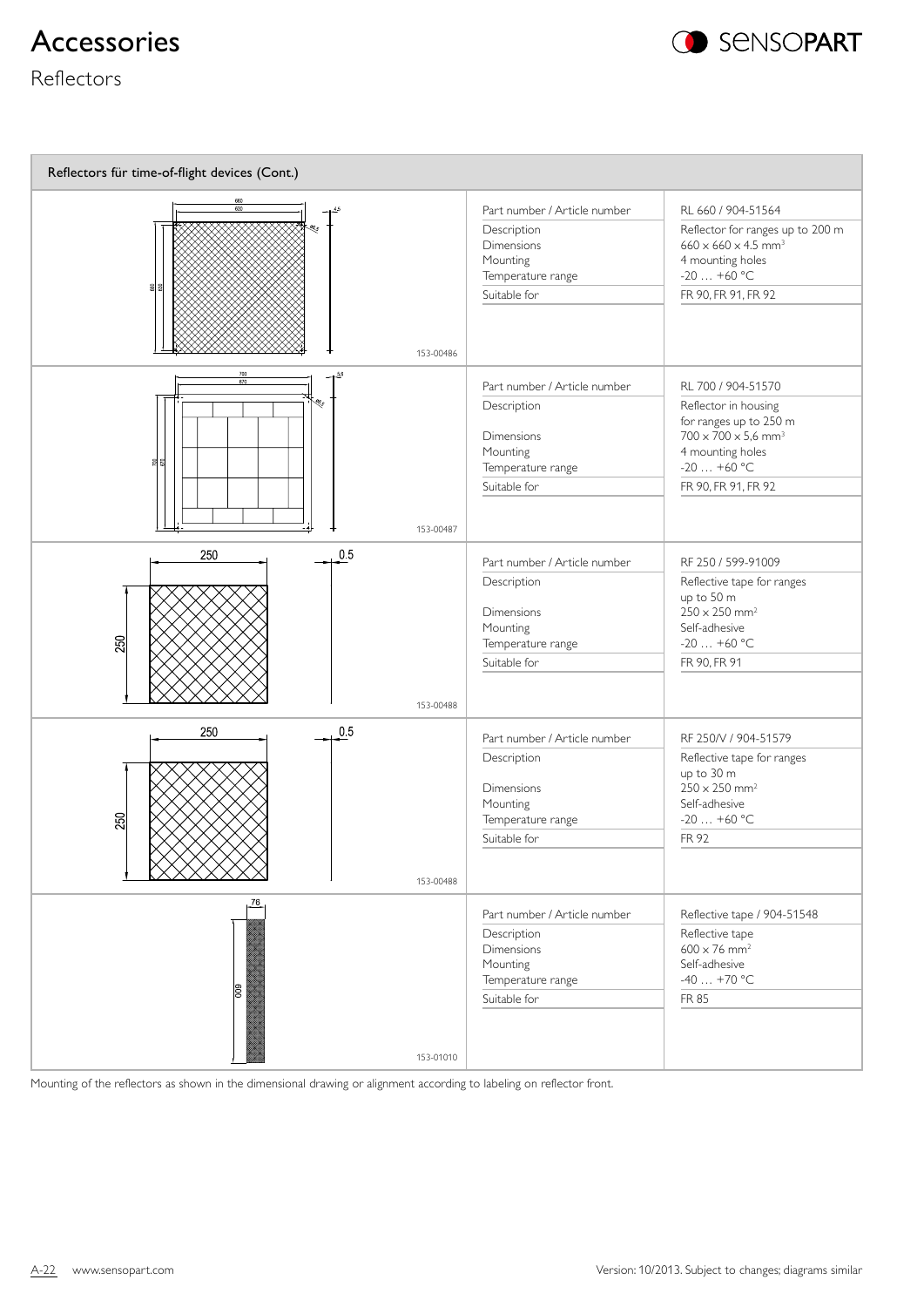# Accessories

## Reflectors

### Reflectors für time-of-flight devices (Cont.)

| Drawing | Property | Value |
|---|---|---|
| 153-00486 | Part number / Article number | RL 660 / 904-51564 |
| | Description | Reflector for ranges up to 200 m |
| | Dimensions | 660 x 660 x 4.5 mm³ |
| | Mounting | 4 mounting holes |
| | Temperature range | -20 … +60 °C |
| | Suitable for | FR 90, FR 91, FR 92 |
| 153-00487 | Part number / Article number | RL 700 / 904-51570 |
| | Description | Reflector in housing for ranges up to 250 m |
| | Dimensions | 700 x 700 x 5,6 mm³ |
| | Mounting | 4 mounting holes |
| | Temperature range | -20 … +60 °C |
| | Suitable for | FR 90, FR 91, FR 92 |
| 153-00488 | Part number / Article number | RF 250 / 599-91009 |
| | Description | Reflective tape for ranges up to 50 m |
| | Dimensions | 250 x 250 mm² |
| | Mounting | Self-adhesive |
| | Temperature range | -20 … +60 °C |
| | Suitable for | FR 90, FR 91 |
| 153-00488 | Part number / Article number | RF 250/V / 904-51579 |
| | Description | Reflective tape for ranges up to 30 m |
| | Dimensions | 250 x 250 mm² |
| | Mounting | Self-adhesive |
| | Temperature range | -20 … +60 °C |
| | Suitable for | FR 92 |
| 153-01010 | Part number / Article number | Reflective tape / 904-51548 |
| | Description | Reflective tape |
| | Dimensions | 600 x 76 mm² |
| | Mounting | Self-adhesive |
| | Temperature range | -40 … +70 °C |
| | Suitable for | FR 85 |

Mounting of the reflectors as shown in the dimensional drawing or alignment according to labeling on reflector front.